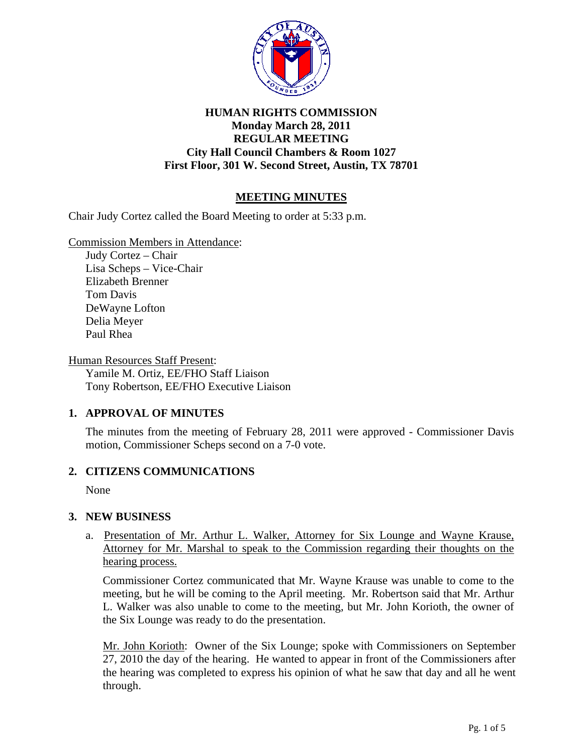# HUMAN RIGHTS COMMISSION
## Monday March 28, 2011
## REGULAR MEETING
## City Hall Council Chambers & Room 1027
## First Floor, 301 W. Second Street, Austin, TX 78701

## MEETING MINUTES

Chair Judy Cortez called the Board Meeting to order at 5:33 p.m.

Commission Members in Attendance:

Judy Cortez – Chair
Lisa Scheps – Vice-Chair
Elizabeth Brenner
Tom Davis
DeWayne Lofton
Delia Meyer
Paul Rhea

Human Resources Staff Present:

Yamile M. Ortiz, EE/FHO Staff Liaison
Tony Robertson, EE/FHO Executive Liaison

### 1. APPROVAL OF MINUTES

The minutes from the meeting of February 28, 2011 were approved - Commissioner Davis motion, Commissioner Scheps second on a 7-0 vote.

### 2. CITIZENS COMMUNICATIONS

None

### 3. NEW BUSINESS

a. Presentation of Mr. Arthur L. Walker, Attorney for Six Lounge and Wayne Krause, Attorney for Mr. Marshal to speak to the Commission regarding their thoughts on the hearing process.

Commissioner Cortez communicated that Mr. Wayne Krause was unable to come to the meeting, but he will be coming to the April meeting. Mr. Robertson said that Mr. Arthur L. Walker was also unable to come to the meeting, but Mr. John Korioth, the owner of the Six Lounge was ready to do the presentation.

Mr. John Korioth: Owner of the Six Lounge; spoke with Commissioners on September 27, 2010 the day of the hearing. He wanted to appear in front of the Commissioners after the hearing was completed to express his opinion of what he saw that day and all he went through.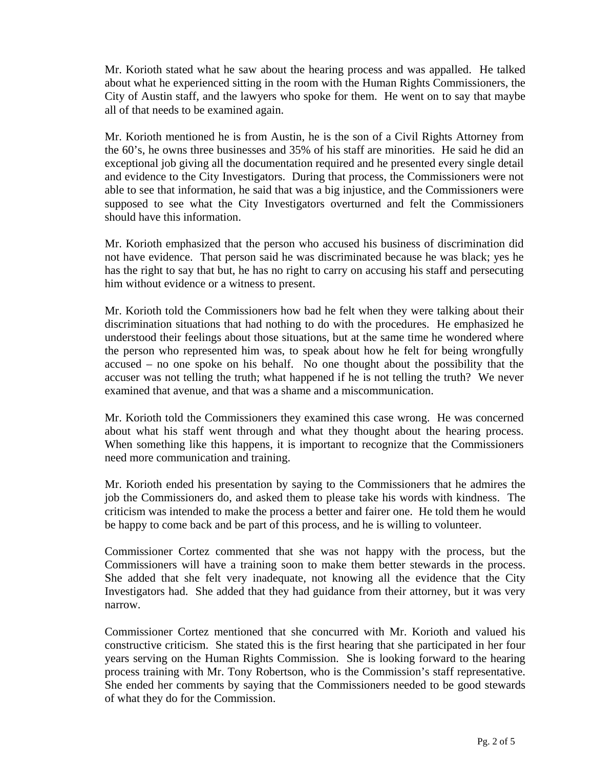Mr. Korioth stated what he saw about the hearing process and was appalled. He talked about what he experienced sitting in the room with the Human Rights Commissioners, the City of Austin staff, and the lawyers who spoke for them. He went on to say that maybe all of that needs to be examined again.

Mr. Korioth mentioned he is from Austin, he is the son of a Civil Rights Attorney from the 60's, he owns three businesses and 35% of his staff are minorities. He said he did an exceptional job giving all the documentation required and he presented every single detail and evidence to the City Investigators. During that process, the Commissioners were not able to see that information, he said that was a big injustice, and the Commissioners were supposed to see what the City Investigators overturned and felt the Commissioners should have this information.

Mr. Korioth emphasized that the person who accused his business of discrimination did not have evidence. That person said he was discriminated because he was black; yes he has the right to say that but, he has no right to carry on accusing his staff and persecuting him without evidence or a witness to present.

Mr. Korioth told the Commissioners how bad he felt when they were talking about their discrimination situations that had nothing to do with the procedures. He emphasized he understood their feelings about those situations, but at the same time he wondered where the person who represented him was, to speak about how he felt for being wrongfully accused – no one spoke on his behalf. No one thought about the possibility that the accuser was not telling the truth; what happened if he is not telling the truth? We never examined that avenue, and that was a shame and a miscommunication.

Mr. Korioth told the Commissioners they examined this case wrong. He was concerned about what his staff went through and what they thought about the hearing process. When something like this happens, it is important to recognize that the Commissioners need more communication and training.

Mr. Korioth ended his presentation by saying to the Commissioners that he admires the job the Commissioners do, and asked them to please take his words with kindness. The criticism was intended to make the process a better and fairer one. He told them he would be happy to come back and be part of this process, and he is willing to volunteer.

Commissioner Cortez commented that she was not happy with the process, but the Commissioners will have a training soon to make them better stewards in the process. She added that she felt very inadequate, not knowing all the evidence that the City Investigators had. She added that they had guidance from their attorney, but it was very narrow.

Commissioner Cortez mentioned that she concurred with Mr. Korioth and valued his constructive criticism. She stated this is the first hearing that she participated in her four years serving on the Human Rights Commission. She is looking forward to the hearing process training with Mr. Tony Robertson, who is the Commission's staff representative. She ended her comments by saying that the Commissioners needed to be good stewards of what they do for the Commission.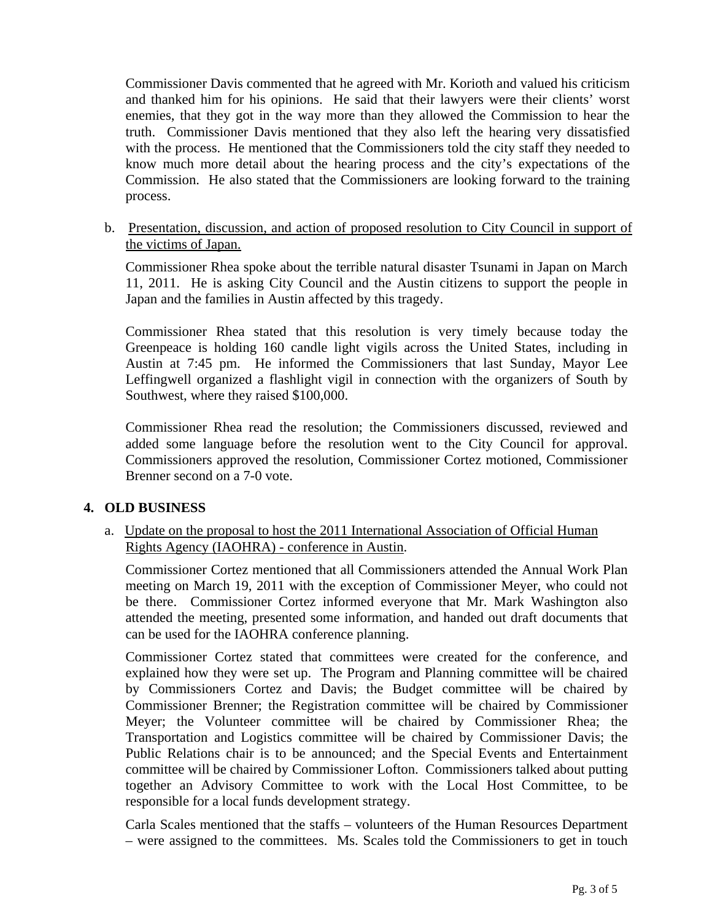Commissioner Davis commented that he agreed with Mr. Korioth and valued his criticism and thanked him for his opinions. He said that their lawyers were their clients' worst enemies, that they got in the way more than they allowed the Commission to hear the truth. Commissioner Davis mentioned that they also left the hearing very dissatisfied with the process. He mentioned that the Commissioners told the city staff they needed to know much more detail about the hearing process and the city's expectations of the Commission. He also stated that the Commissioners are looking forward to the training process.

b. Presentation, discussion, and action of proposed resolution to City Council in support of the victims of Japan.

Commissioner Rhea spoke about the terrible natural disaster Tsunami in Japan on March 11, 2011. He is asking City Council and the Austin citizens to support the people in Japan and the families in Austin affected by this tragedy.

Commissioner Rhea stated that this resolution is very timely because today the Greenpeace is holding 160 candle light vigils across the United States, including in Austin at 7:45 pm. He informed the Commissioners that last Sunday, Mayor Lee Leffingwell organized a flashlight vigil in connection with the organizers of South by Southwest, where they raised $100,000.

Commissioner Rhea read the resolution; the Commissioners discussed, reviewed and added some language before the resolution went to the City Council for approval. Commissioners approved the resolution, Commissioner Cortez motioned, Commissioner Brenner second on a 7-0 vote.

## 4. OLD BUSINESS

a. Update on the proposal to host the 2011 International Association of Official Human Rights Agency (IAOHRA) - conference in Austin.

Commissioner Cortez mentioned that all Commissioners attended the Annual Work Plan meeting on March 19, 2011 with the exception of Commissioner Meyer, who could not be there. Commissioner Cortez informed everyone that Mr. Mark Washington also attended the meeting, presented some information, and handed out draft documents that can be used for the IAOHRA conference planning.

Commissioner Cortez stated that committees were created for the conference, and explained how they were set up. The Program and Planning committee will be chaired by Commissioners Cortez and Davis; the Budget committee will be chaired by Commissioner Brenner; the Registration committee will be chaired by Commissioner Meyer; the Volunteer committee will be chaired by Commissioner Rhea; the Transportation and Logistics committee will be chaired by Commissioner Davis; the Public Relations chair is to be announced; and the Special Events and Entertainment committee will be chaired by Commissioner Lofton. Commissioners talked about putting together an Advisory Committee to work with the Local Host Committee, to be responsible for a local funds development strategy.

Carla Scales mentioned that the staffs – volunteers of the Human Resources Department – were assigned to the committees. Ms. Scales told the Commissioners to get in touch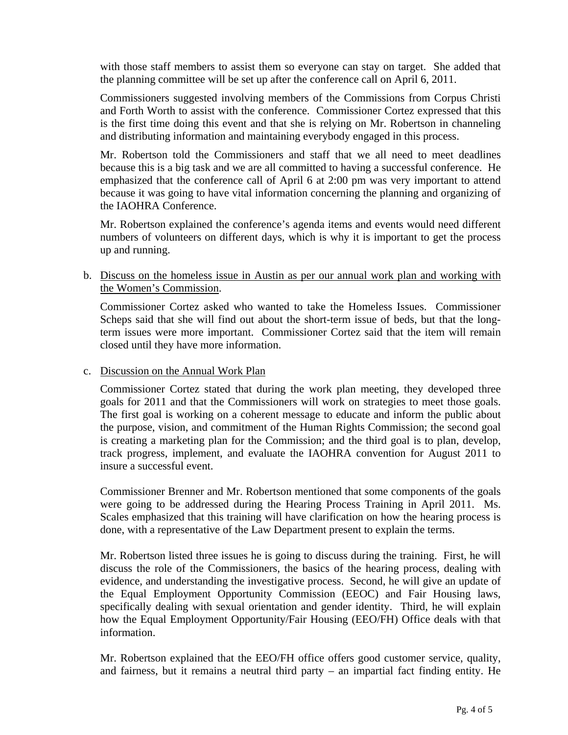with those staff members to assist them so everyone can stay on target. She added that the planning committee will be set up after the conference call on April 6, 2011.

Commissioners suggested involving members of the Commissions from Corpus Christi and Forth Worth to assist with the conference. Commissioner Cortez expressed that this is the first time doing this event and that she is relying on Mr. Robertson in channeling and distributing information and maintaining everybody engaged in this process.

Mr. Robertson told the Commissioners and staff that we all need to meet deadlines because this is a big task and we are all committed to having a successful conference. He emphasized that the conference call of April 6 at 2:00 pm was very important to attend because it was going to have vital information concerning the planning and organizing of the IAOHRA Conference.

Mr. Robertson explained the conference's agenda items and events would need different numbers of volunteers on different days, which is why it is important to get the process up and running.

b. <u>Discuss on the homeless issue in Austin as per our annual work plan and working with the Women's Commission</u>.

Commissioner Cortez asked who wanted to take the Homeless Issues. Commissioner Scheps said that she will find out about the short-term issue of beds, but that the long-term issues were more important. Commissioner Cortez said that the item will remain closed until they have more information.

c. <u>Discussion on the Annual Work Plan</u>

Commissioner Cortez stated that during the work plan meeting, they developed three goals for 2011 and that the Commissioners will work on strategies to meet those goals. The first goal is working on a coherent message to educate and inform the public about the purpose, vision, and commitment of the Human Rights Commission; the second goal is creating a marketing plan for the Commission; and the third goal is to plan, develop, track progress, implement, and evaluate the IAOHRA convention for August 2011 to insure a successful event.

Commissioner Brenner and Mr. Robertson mentioned that some components of the goals were going to be addressed during the Hearing Process Training in April 2011. Ms. Scales emphasized that this training will have clarification on how the hearing process is done, with a representative of the Law Department present to explain the terms.

Mr. Robertson listed three issues he is going to discuss during the training. First, he will discuss the role of the Commissioners, the basics of the hearing process, dealing with evidence, and understanding the investigative process. Second, he will give an update of the Equal Employment Opportunity Commission (EEOC) and Fair Housing laws, specifically dealing with sexual orientation and gender identity. Third, he will explain how the Equal Employment Opportunity/Fair Housing (EEO/FH) Office deals with that information.

Mr. Robertson explained that the EEO/FH office offers good customer service, quality, and fairness, but it remains a neutral third party – an impartial fact finding entity. He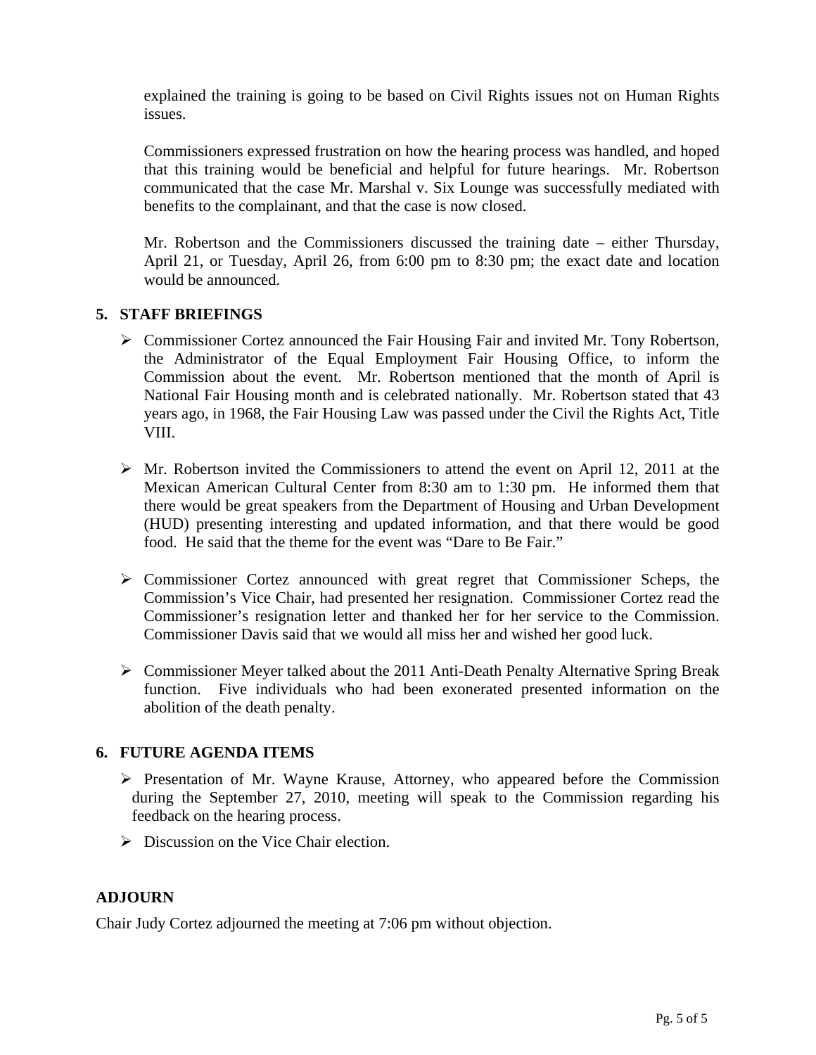explained the training is going to be based on Civil Rights issues not on Human Rights issues.

Commissioners expressed frustration on how the hearing process was handled, and hoped that this training would be beneficial and helpful for future hearings. Mr. Robertson communicated that the case Mr. Marshal v. Six Lounge was successfully mediated with benefits to the complainant, and that the case is now closed.

Mr. Robertson and the Commissioners discussed the training date – either Thursday, April 21, or Tuesday, April 26, from 6:00 pm to 8:30 pm; the exact date and location would be announced.

## 5. STAFF BRIEFINGS

- Commissioner Cortez announced the Fair Housing Fair and invited Mr. Tony Robertson, the Administrator of the Equal Employment Fair Housing Office, to inform the Commission about the event. Mr. Robertson mentioned that the month of April is National Fair Housing month and is celebrated nationally. Mr. Robertson stated that 43 years ago, in 1968, the Fair Housing Law was passed under the Civil the Rights Act, Title VIII.
- Mr. Robertson invited the Commissioners to attend the event on April 12, 2011 at the Mexican American Cultural Center from 8:30 am to 1:30 pm. He informed them that there would be great speakers from the Department of Housing and Urban Development (HUD) presenting interesting and updated information, and that there would be good food. He said that the theme for the event was "Dare to Be Fair."
- Commissioner Cortez announced with great regret that Commissioner Scheps, the Commission's Vice Chair, had presented her resignation. Commissioner Cortez read the Commissioner's resignation letter and thanked her for her service to the Commission. Commissioner Davis said that we would all miss her and wished her good luck.
- Commissioner Meyer talked about the 2011 Anti-Death Penalty Alternative Spring Break function. Five individuals who had been exonerated presented information on the abolition of the death penalty.

## 6. FUTURE AGENDA ITEMS

- Presentation of Mr. Wayne Krause, Attorney, who appeared before the Commission during the September 27, 2010, meeting will speak to the Commission regarding his feedback on the hearing process.
- Discussion on the Vice Chair election.

## ADJOURN

Chair Judy Cortez adjourned the meeting at 7:06 pm without objection.